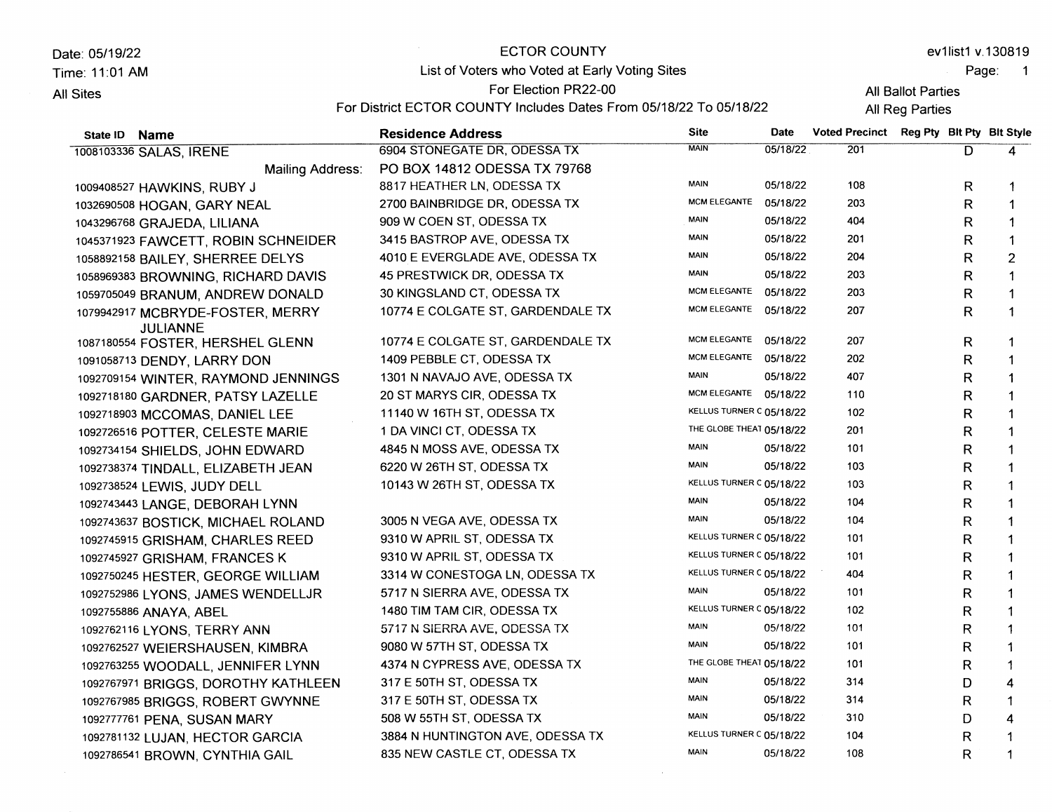Date: 05/19/22
Time: 11:01 AM
All Sites

# ECTOR COUNTY

## List of Voters who Voted at Early Voting Sites

For Election PR22-00

For District ECTOR COUNTY Includes Dates From 05/18/22 To 05/18/22

ev1list1 v.130819

All Ballot Parties
All Reg Parties

| State ID | Name | Residence Address | Site | Date | Voted Precinct | Reg Pty | Blt Pty | Blt Style |
|---|---|---|---|---|---|---|---|---|
| 1008103336 | SALAS, IRENE | 6904 STONEGATE DR, ODESSA TX | MAIN | 05/18/22 | 201 | | D | 4 |
| | Mailing Address: | PO BOX 14812 ODESSA TX 79768 | | | | | | |
| 1009408527 | HAWKINS, RUBY J | 8817 HEATHER LN, ODESSA TX | MAIN | 05/18/22 | 108 | | R | 1 |
| 1032690508 | HOGAN, GARY NEAL | 2700 BAINBRIDGE DR, ODESSA TX | MCM ELEGANTE | 05/18/22 | 203 | | R | 1 |
| 1043296768 | GRAJEDA, LILIANA | 909 W COEN ST, ODESSA TX | MAIN | 05/18/22 | 404 | | R | 1 |
| 1045371923 | FAWCETT, ROBIN SCHNEIDER | 3415 BASTROP AVE, ODESSA TX | MAIN | 05/18/22 | 201 | | R | 1 |
| 1058892158 | BAILEY, SHERREE DELYS | 4010 E EVERGLADE AVE, ODESSA TX | MAIN | 05/18/22 | 204 | | R | 2 |
| 1058969383 | BROWNING, RICHARD DAVIS | 45 PRESTWICK DR, ODESSA TX | MAIN | 05/18/22 | 203 | | R | 1 |
| 1059705049 | BRANUM, ANDREW DONALD | 30 KINGSLAND CT, ODESSA TX | MCM ELEGANTE | 05/18/22 | 203 | | R | 1 |
| 1079942917 | MCBRYDE-FOSTER, MERRY JULIANNE | 10774 E COLGATE ST, GARDENDALE TX | MCM ELEGANTE | 05/18/22 | 207 | | R | 1 |
| 1087180554 | FOSTER, HERSHEL GLENN | 10774 E COLGATE ST, GARDENDALE TX | MCM ELEGANTE | 05/18/22 | 207 | | R | 1 |
| 1091058713 | DENDY, LARRY DON | 1409 PEBBLE CT, ODESSA TX | MCM ELEGANTE | 05/18/22 | 202 | | R | 1 |
| 1092709154 | WINTER, RAYMOND JENNINGS | 1301 N NAVAJO AVE, ODESSA TX | MAIN | 05/18/22 | 407 | | R | 1 |
| 1092718180 | GARDNER, PATSY LAZELLE | 20 ST MARYS CIR, ODESSA TX | MCM ELEGANTE | 05/18/22 | 110 | | R | 1 |
| 1092718903 | MCCOMAS, DANIEL LEE | 11140 W 16TH ST, ODESSA TX | KELLUS TURNER C | 05/18/22 | 102 | | R | 1 |
| 1092726516 | POTTER, CELESTE MARIE | 1 DA VINCI CT, ODESSA TX | THE GLOBE THEAT | 05/18/22 | 201 | | R | 1 |
| 1092734154 | SHIELDS, JOHN EDWARD | 4845 N MOSS AVE, ODESSA TX | MAIN | 05/18/22 | 101 | | R | 1 |
| 1092738374 | TINDALL, ELIZABETH JEAN | 6220 W 26TH ST, ODESSA TX | MAIN | 05/18/22 | 103 | | R | 1 |
| 1092738524 | LEWIS, JUDY DELL | 10143 W 26TH ST, ODESSA TX | KELLUS TURNER C | 05/18/22 | 103 | | R | 1 |
| 1092743443 | LANGE, DEBORAH LYNN | | MAIN | 05/18/22 | 104 | | R | 1 |
| 1092743637 | BOSTICK, MICHAEL ROLAND | 3005 N VEGA AVE, ODESSA TX | MAIN | 05/18/22 | 104 | | R | 1 |
| 1092745915 | GRISHAM, CHARLES REED | 9310 W APRIL ST, ODESSA TX | KELLUS TURNER C | 05/18/22 | 101 | | R | 1 |
| 1092745927 | GRISHAM, FRANCES K | 9310 W APRIL ST, ODESSA TX | KELLUS TURNER C | 05/18/22 | 101 | | R | 1 |
| 1092750245 | HESTER, GEORGE WILLIAM | 3314 W CONESTOGA LN, ODESSA TX | KELLUS TURNER C | 05/18/22 | 404 | | R | 1 |
| 1092752986 | LYONS, JAMES WENDELLJR | 5717 N SIERRA AVE, ODESSA TX | MAIN | 05/18/22 | 101 | | R | 1 |
| 1092755886 | ANAYA, ABEL | 1480 TIM TAM CIR, ODESSA TX | KELLUS TURNER C | 05/18/22 | 102 | | R | 1 |
| 1092762116 | LYONS, TERRY ANN | 5717 N SIERRA AVE, ODESSA TX | MAIN | 05/18/22 | 101 | | R | 1 |
| 1092762527 | WEIERSHAUSEN, KIMBRA | 9080 W 57TH ST, ODESSA TX | MAIN | 05/18/22 | 101 | | R | 1 |
| 1092763255 | WOODALL, JENNIFER LYNN | 4374 N CYPRESS AVE, ODESSA TX | THE GLOBE THEAT | 05/18/22 | 101 | | R | 1 |
| 1092767971 | BRIGGS, DOROTHY KATHLEEN | 317 E 50TH ST, ODESSA TX | MAIN | 05/18/22 | 314 | | D | 4 |
| 1092767985 | BRIGGS, ROBERT GWYNNE | 317 E 50TH ST, ODESSA TX | MAIN | 05/18/22 | 314 | | R | 1 |
| 1092777761 | PENA, SUSAN MARY | 508 W 55TH ST, ODESSA TX | MAIN | 05/18/22 | 310 | | D | 4 |
| 1092781132 | LUJAN, HECTOR GARCIA | 3884 N HUNTINGTON AVE, ODESSA TX | KELLUS TURNER C | 05/18/22 | 104 | | R | 1 |
| 1092786541 | BROWN, CYNTHIA GAIL | 835 NEW CASTLE CT, ODESSA TX | MAIN | 05/18/22 | 108 | | R | 1 |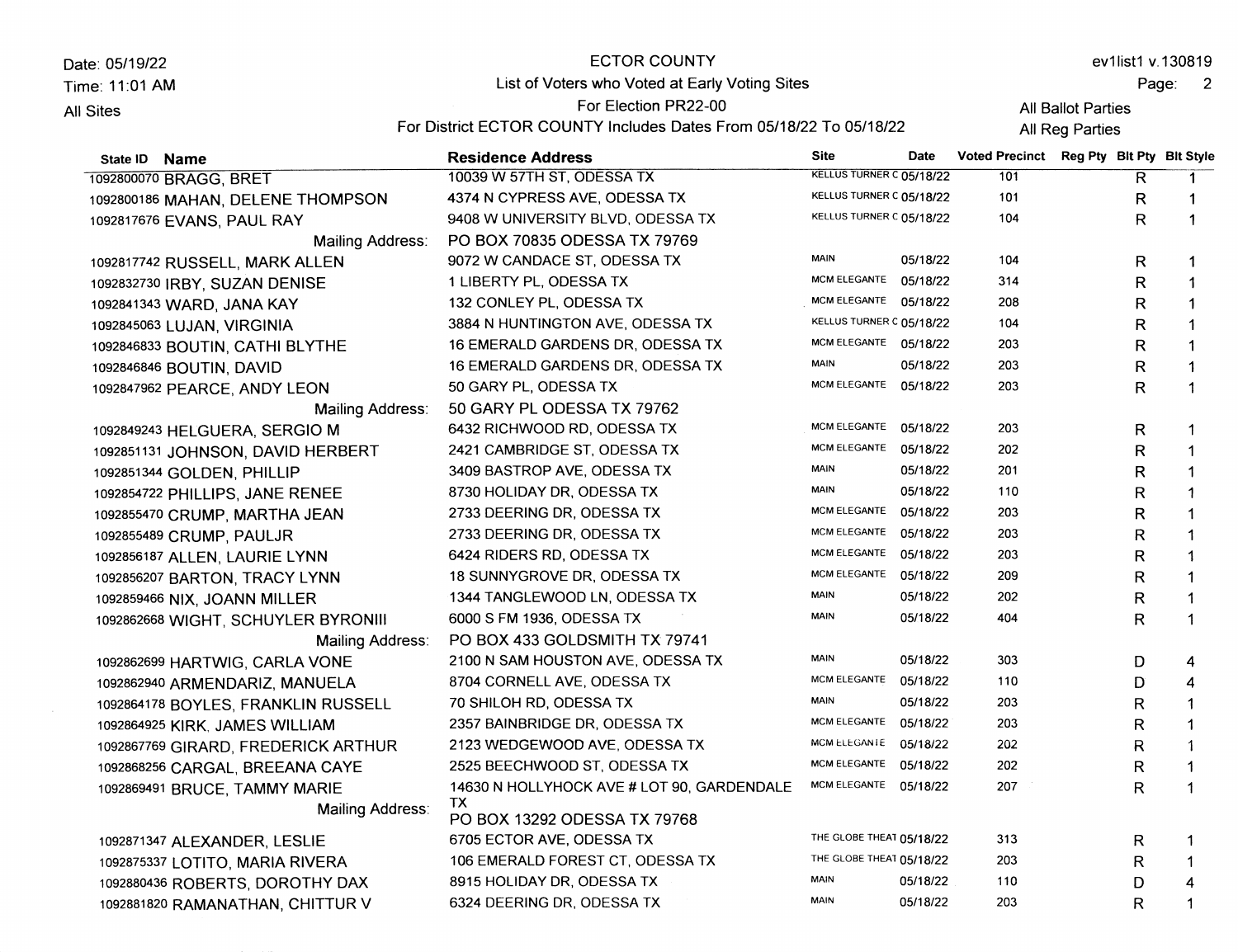Date: 05/19/22
Time: 11:01 AM
All Sites

# ECTOR COUNTY

## List of Voters who Voted at Early Voting Sites

For Election PR22-00

For District ECTOR COUNTY Includes Dates From 05/18/22 To 05/18/22

ev1list1 v.130819

All Ballot Parties
All Reg Parties

| State ID | Name | Residence Address | Site | Date | Voted Precinct | Reg Pty | Blt Pty | Blt Style |
|---|---|---|---|---|---|---|---|---|
| 1092800070 | BRAGG, BRET | 10039 W 57TH ST, ODESSA TX | KELLUS TURNER C | 05/18/22 | 101 | | R | 1 |
| 1092800186 | MAHAN, DELENE THOMPSON | 4374 N CYPRESS AVE, ODESSA TX | KELLUS TURNER C | 05/18/22 | 101 | | R | 1 |
| 1092817676 | EVANS, PAUL RAY | 9408 W UNIVERSITY BLVD, ODESSA TX | KELLUS TURNER C | 05/18/22 | 104 | | R | 1 |
| | Mailing Address: | PO BOX 70835 ODESSA TX 79769 | | | | | | |
| 1092817742 | RUSSELL, MARK ALLEN | 9072 W CANDACE ST, ODESSA TX | MAIN | 05/18/22 | 104 | | R | 1 |
| 1092832730 | IRBY, SUZAN DENISE | 1 LIBERTY PL, ODESSA TX | MCM ELEGANTE | 05/18/22 | 314 | | R | 1 |
| 1092841343 | WARD, JANA KAY | 132 CONLEY PL, ODESSA TX | MCM ELEGANTE | 05/18/22 | 208 | | R | 1 |
| 1092845063 | LUJAN, VIRGINIA | 3884 N HUNTINGTON AVE, ODESSA TX | KELLUS TURNER C | 05/18/22 | 104 | | R | 1 |
| 1092846833 | BOUTIN, CATHI BLYTHE | 16 EMERALD GARDENS DR, ODESSA TX | MCM ELEGANTE | 05/18/22 | 203 | | R | 1 |
| 1092846846 | BOUTIN, DAVID | 16 EMERALD GARDENS DR, ODESSA TX | MAIN | 05/18/22 | 203 | | R | 1 |
| 1092847962 | PEARCE, ANDY LEON | 50 GARY PL, ODESSA TX | MCM ELEGANTE | 05/18/22 | 203 | | R | 1 |
| | Mailing Address: | 50 GARY PL ODESSA TX 79762 | | | | | | |
| 1092849243 | HELGUERA, SERGIO M | 6432 RICHWOOD RD, ODESSA TX | MCM ELEGANTE | 05/18/22 | 203 | | R | 1 |
| 1092851131 | JOHNSON, DAVID HERBERT | 2421 CAMBRIDGE ST, ODESSA TX | MCM ELEGANTE | 05/18/22 | 202 | | R | 1 |
| 1092851344 | GOLDEN, PHILLIP | 3409 BASTROP AVE, ODESSA TX | MAIN | 05/18/22 | 201 | | R | 1 |
| 1092854722 | PHILLIPS, JANE RENEE | 8730 HOLIDAY DR, ODESSA TX | MAIN | 05/18/22 | 110 | | R | 1 |
| 1092855470 | CRUMP, MARTHA JEAN | 2733 DEERING DR, ODESSA TX | MCM ELEGANTE | 05/18/22 | 203 | | R | 1 |
| 1092855489 | CRUMP, PAULJR | 2733 DEERING DR, ODESSA TX | MCM ELEGANTE | 05/18/22 | 203 | | R | 1 |
| 1092856187 | ALLEN, LAURIE LYNN | 6424 RIDERS RD, ODESSA TX | MCM ELEGANTE | 05/18/22 | 203 | | R | 1 |
| 1092856207 | BARTON, TRACY LYNN | 18 SUNNYGROVE DR, ODESSA TX | MCM ELEGANTE | 05/18/22 | 209 | | R | 1 |
| 1092859466 | NIX, JOANN MILLER | 1344 TANGLEWOOD LN, ODESSA TX | MAIN | 05/18/22 | 202 | | R | 1 |
| 1092862668 | WIGHT, SCHUYLER BYRONIII | 6000 S FM 1936, ODESSA TX | MAIN | 05/18/22 | 404 | | R | 1 |
| | Mailing Address: | PO BOX 433 GOLDSMITH TX 79741 | | | | | | |
| 1092862699 | HARTWIG, CARLA VONE | 2100 N SAM HOUSTON AVE, ODESSA TX | MAIN | 05/18/22 | 303 | | D | 4 |
| 1092862940 | ARMENDARIZ, MANUELA | 8704 CORNELL AVE, ODESSA TX | MCM ELEGANTE | 05/18/22 | 110 | | D | 4 |
| 1092864178 | BOYLES, FRANKLIN RUSSELL | 70 SHILOH RD, ODESSA TX | MAIN | 05/18/22 | 203 | | R | 1 |
| 1092864925 | KIRK, JAMES WILLIAM | 2357 BAINBRIDGE DR, ODESSA TX | MCM ELEGANTE | 05/18/22 | 203 | | R | 1 |
| 1092867769 | GIRARD, FREDERICK ARTHUR | 2123 WEDGEWOOD AVE, ODESSA TX | MCM ELEGANTE | 05/18/22 | 202 | | R | 1 |
| 1092868256 | CARGAL, BREEANA CAYE | 2525 BEECHWOOD ST, ODESSA TX | MCM ELEGANTE | 05/18/22 | 202 | | R | 1 |
| 1092869491 | BRUCE, TAMMY MARIE | 14630 N HOLLYHOCK AVE # LOT 90, GARDENDALE TX | MCM ELEGANTE | 05/18/22 | 207 | | R | 1 |
| | Mailing Address: | PO BOX 13292 ODESSA TX 79768 | | | | | | |
| 1092871347 | ALEXANDER, LESLIE | 6705 ECTOR AVE, ODESSA TX | THE GLOBE THEAT | 05/18/22 | 313 | | R | 1 |
| 1092875337 | LOTITO, MARIA RIVERA | 106 EMERALD FOREST CT, ODESSA TX | THE GLOBE THEAT | 05/18/22 | 203 | | R | 1 |
| 1092880436 | ROBERTS, DOROTHY DAX | 8915 HOLIDAY DR, ODESSA TX | MAIN | 05/18/22 | 110 | | D | 4 |
| 1092881820 | RAMANATHAN, CHITTUR V | 6324 DEERING DR, ODESSA TX | MAIN | 05/18/22 | 203 | | R | 1 |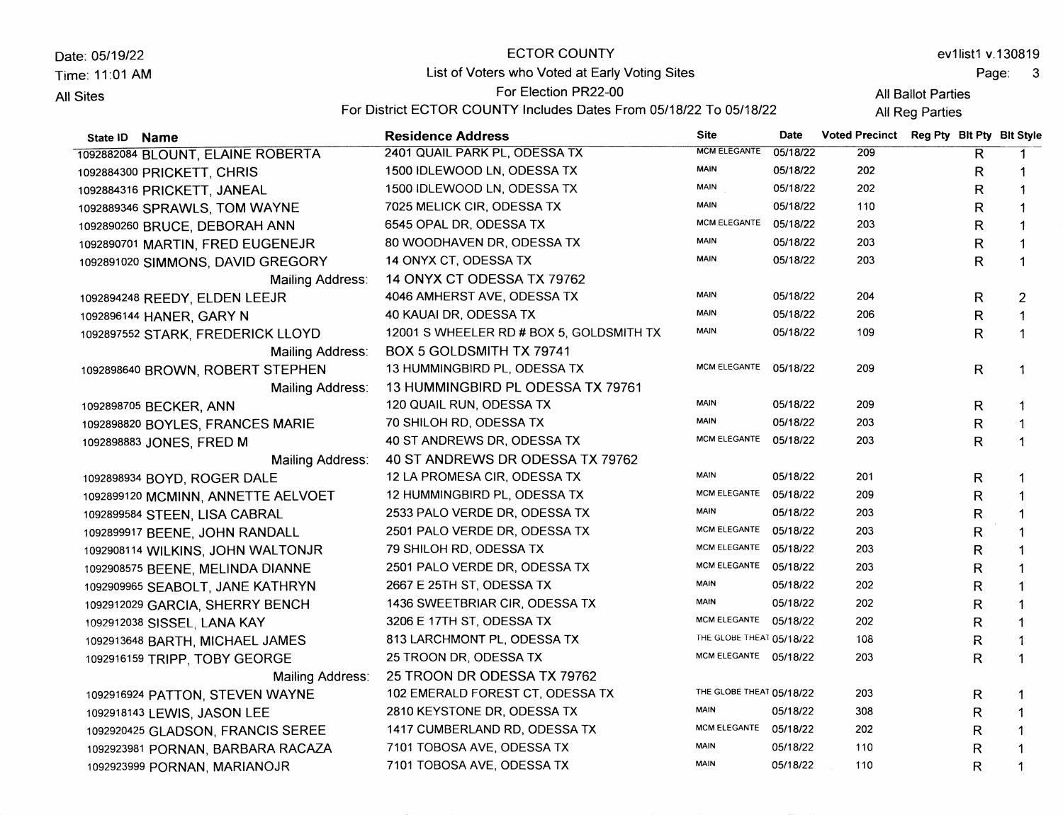Date: 05/19/22
Time: 11:01 AM
All Sites

ECTOR COUNTY
List of Voters who Voted at Early Voting Sites
For Election PR22-00
For District ECTOR COUNTY Includes Dates From 05/18/22 To 05/18/22

ev1list1 v.130819
All Ballot Parties
All Reg Parties

| State ID | Name | Residence Address | Site | Date | Voted Precinct | Reg Pty | Blt Pty | Blt Style |
|---|---|---|---|---|---|---|---|---|
| 1092882084 | BLOUNT, ELAINE ROBERTA | 2401 QUAIL PARK PL, ODESSA TX | MCM ELEGANTE | 05/18/22 | 209 | | R | 1 |
| 1092884300 | PRICKETT, CHRIS | 1500 IDLEWOOD LN, ODESSA TX | MAIN | 05/18/22 | 202 | | R | 1 |
| 1092884316 | PRICKETT, JANEAL | 1500 IDLEWOOD LN, ODESSA TX | MAIN | 05/18/22 | 202 | | R | 1 |
| 1092889346 | SPRAWLS, TOM WAYNE | 7025 MELICK CIR, ODESSA TX | MAIN | 05/18/22 | 110 | | R | 1 |
| 1092890260 | BRUCE, DEBORAH ANN | 6545 OPAL DR, ODESSA TX | MCM ELEGANTE | 05/18/22 | 203 | | R | 1 |
| 1092890701 | MARTIN, FRED EUGENEJR | 80 WOODHAVEN DR, ODESSA TX | MAIN | 05/18/22 | 203 | | R | 1 |
| 1092891020 | SIMMONS, DAVID GREGORY | 14 ONYX CT, ODESSA TX | MAIN | 05/18/22 | 203 | | R | 1 |
| | Mailing Address: | 14 ONYX CT ODESSA TX 79762 | | | | | | |
| 1092894248 | REEDY, ELDEN LEEJR | 4046 AMHERST AVE, ODESSA TX | MAIN | 05/18/22 | 204 | | R | 2 |
| 1092896144 | HANER, GARY N | 40 KAUAI DR, ODESSA TX | MAIN | 05/18/22 | 206 | | R | 1 |
| 1092897552 | STARK, FREDERICK LLOYD | 12001 S WHEELER RD # BOX 5, GOLDSMITH TX | MAIN | 05/18/22 | 109 | | R | 1 |
| | Mailing Address: | BOX 5 GOLDSMITH TX 79741 | | | | | | |
| 1092898640 | BROWN, ROBERT STEPHEN | 13 HUMMINGBIRD PL, ODESSA TX | MCM ELEGANTE | 05/18/22 | 209 | | R | 1 |
| | Mailing Address: | 13 HUMMINGBIRD PL ODESSA TX 79761 | | | | | | |
| 1092898705 | BECKER, ANN | 120 QUAIL RUN, ODESSA TX | MAIN | 05/18/22 | 209 | | R | 1 |
| 1092898820 | BOYLES, FRANCES MARIE | 70 SHILOH RD, ODESSA TX | MAIN | 05/18/22 | 203 | | R | 1 |
| 1092898883 | JONES, FRED M | 40 ST ANDREWS DR, ODESSA TX | MCM ELEGANTE | 05/18/22 | 203 | | R | 1 |
| | Mailing Address: | 40 ST ANDREWS DR ODESSA TX 79762 | | | | | | |
| 1092898934 | BOYD, ROGER DALE | 12 LA PROMESA CIR, ODESSA TX | MAIN | 05/18/22 | 201 | | R | 1 |
| 1092899120 | MCMINN, ANNETTE AELVOET | 12 HUMMINGBIRD PL, ODESSA TX | MCM ELEGANTE | 05/18/22 | 209 | | R | 1 |
| 1092899584 | STEEN, LISA CABRAL | 2533 PALO VERDE DR, ODESSA TX | MAIN | 05/18/22 | 203 | | R | 1 |
| 1092899917 | BEENE, JOHN RANDALL | 2501 PALO VERDE DR, ODESSA TX | MCM ELEGANTE | 05/18/22 | 203 | | R | 1 |
| 1092908114 | WILKINS, JOHN WALTONJR | 79 SHILOH RD, ODESSA TX | MCM ELEGANTE | 05/18/22 | 203 | | R | 1 |
| 1092908575 | BEENE, MELINDA DIANNE | 2501 PALO VERDE DR, ODESSA TX | MCM ELEGANTE | 05/18/22 | 203 | | R | 1 |
| 1092909965 | SEABOLT, JANE KATHRYN | 2667 E 25TH ST, ODESSA TX | MAIN | 05/18/22 | 202 | | R | 1 |
| 1092912029 | GARCIA, SHERRY BENCH | 1436 SWEETBRIAR CIR, ODESSA TX | MAIN | 05/18/22 | 202 | | R | 1 |
| 1092912038 | SISSEL, LANA KAY | 3206 E 17TH ST, ODESSA TX | MCM ELEGANTE | 05/18/22 | 202 | | R | 1 |
| 1092913648 | BARTH, MICHAEL JAMES | 813 LARCHMONT PL, ODESSA TX | THE GLOBE THEAT | 05/18/22 | 108 | | R | 1 |
| 1092916159 | TRIPP, TOBY GEORGE | 25 TROON DR, ODESSA TX | MCM ELEGANTE | 05/18/22 | 203 | | R | 1 |
| | Mailing Address: | 25 TROON DR ODESSA TX 79762 | | | | | | |
| 1092916924 | PATTON, STEVEN WAYNE | 102 EMERALD FOREST CT, ODESSA TX | THE GLOBE THEAT | 05/18/22 | 203 | | R | 1 |
| 1092918143 | LEWIS, JASON LEE | 2810 KEYSTONE DR, ODESSA TX | MAIN | 05/18/22 | 308 | | R | 1 |
| 1092920425 | GLADSON, FRANCIS SEREE | 1417 CUMBERLAND RD, ODESSA TX | MCM ELEGANTE | 05/18/22 | 202 | | R | 1 |
| 1092923981 | PORNAN, BARBARA RACAZA | 7101 TOBOSA AVE, ODESSA TX | MAIN | 05/18/22 | 110 | | R | 1 |
| 1092923999 | PORNAN, MARIANOJR | 7101 TOBOSA AVE, ODESSA TX | MAIN | 05/18/22 | 110 | | R | 1 |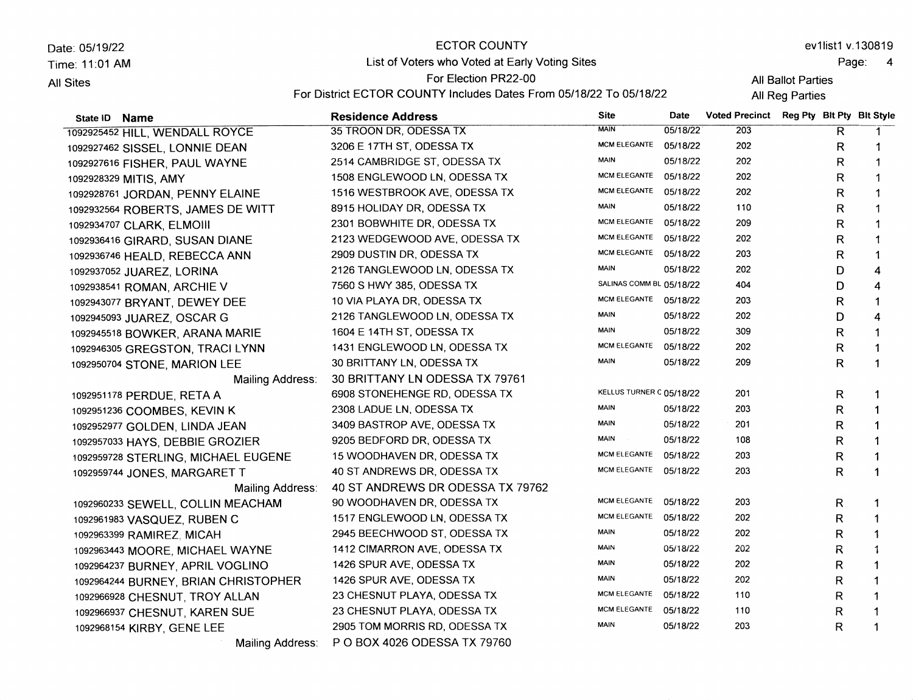Date: 05/19/22
Time: 11:01 AM
All Sites

# ECTOR COUNTY

## List of Voters who Voted at Early Voting Sites

For Election PR22-00

For District ECTOR COUNTY Includes Dates From 05/18/22 To 05/18/22

ev1list1 v.130819

All Ballot Parties
All Reg Parties

| State ID | Name | Residence Address | Site | Date | Voted Precinct | Reg Pty | Blt Pty | Blt Style |
|---|---|---|---|---|---|---|---|---|
| 1092925452 | HILL, WENDALL ROYCE | 35 TROON DR, ODESSA TX | MAIN | 05/18/22 | 203 | | R | 1 |
| 1092927462 | SISSEL, LONNIE DEAN | 3206 E 17TH ST, ODESSA TX | MCM ELEGANTE | 05/18/22 | 202 | | R | 1 |
| 1092927616 | FISHER, PAUL WAYNE | 2514 CAMBRIDGE ST, ODESSA TX | MAIN | 05/18/22 | 202 | | R | 1 |
| 1092928329 | MITIS, AMY | 1508 ENGLEWOOD LN, ODESSA TX | MCM ELEGANTE | 05/18/22 | 202 | | R | 1 |
| 1092928761 | JORDAN, PENNY ELAINE | 1516 WESTBROOK AVE, ODESSA TX | MCM ELEGANTE | 05/18/22 | 202 | | R | 1 |
| 1092932564 | ROBERTS, JAMES DE WITT | 8915 HOLIDAY DR, ODESSA TX | MAIN | 05/18/22 | 110 | | R | 1 |
| 1092934707 | CLARK, ELMOIII | 2301 BOBWHITE DR, ODESSA TX | MCM ELEGANTE | 05/18/22 | 209 | | R | 1 |
| 1092936416 | GIRARD, SUSAN DIANE | 2123 WEDGEWOOD AVE, ODESSA TX | MCM ELEGANTE | 05/18/22 | 202 | | R | 1 |
| 1092936746 | HEALD, REBECCA ANN | 2909 DUSTIN DR, ODESSA TX | MCM ELEGANTE | 05/18/22 | 203 | | R | 1 |
| 1092937052 | JUAREZ, LORINA | 2126 TANGLEWOOD LN, ODESSA TX | MAIN | 05/18/22 | 202 | | D | 4 |
| 1092938541 | ROMAN, ARCHIE V | 7560 S HWY 385, ODESSA TX | SALINAS COMM BL | 05/18/22 | 404 | | D | 4 |
| 1092943077 | BRYANT, DEWEY DEE | 10 VIA PLAYA DR, ODESSA TX | MCM ELEGANTE | 05/18/22 | 203 | | R | 1 |
| 1092945093 | JUAREZ, OSCAR G | 2126 TANGLEWOOD LN, ODESSA TX | MAIN | 05/18/22 | 202 | | D | 4 |
| 1092945518 | BOWKER, ARANA MARIE | 1604 E 14TH ST, ODESSA TX | MAIN | 05/18/22 | 309 | | R | 1 |
| 1092946305 | GREGSTON, TRACI LYNN | 1431 ENGLEWOOD LN, ODESSA TX | MCM ELEGANTE | 05/18/22 | 202 | | R | 1 |
| 1092950704 | STONE, MARION LEE | 30 BRITTANY LN, ODESSA TX | MAIN | 05/18/22 | 209 | | R | 1 |
| | Mailing Address: | 30 BRITTANY LN ODESSA TX 79761 | | | | | | |
| 1092951178 | PERDUE, RETA A | 6908 STONEHENGE RD, ODESSA TX | KELLUS TURNER C | 05/18/22 | 201 | | R | 1 |
| 1092951236 | COOMBES, KEVIN K | 2308 LADUE LN, ODESSA TX | MAIN | 05/18/22 | 203 | | R | 1 |
| 1092952977 | GOLDEN, LINDA JEAN | 3409 BASTROP AVE, ODESSA TX | MAIN | 05/18/22 | 201 | | R | 1 |
| 1092957033 | HAYS, DEBBIE GROZIER | 9205 BEDFORD DR, ODESSA TX | MAIN | 05/18/22 | 108 | | R | 1 |
| 1092959728 | STERLING, MICHAEL EUGENE | 15 WOODHAVEN DR, ODESSA TX | MCM ELEGANTE | 05/18/22 | 203 | | R | 1 |
| 1092959744 | JONES, MARGARET T | 40 ST ANDREWS DR, ODESSA TX | MCM ELEGANTE | 05/18/22 | 203 | | R | 1 |
| | Mailing Address: | 40 ST ANDREWS DR ODESSA TX 79762 | | | | | | |
| 1092960233 | SEWELL, COLLIN MEACHAM | 90 WOODHAVEN DR, ODESSA TX | MCM ELEGANTE | 05/18/22 | 203 | | R | 1 |
| 1092961983 | VASQUEZ, RUBEN C | 1517 ENGLEWOOD LN, ODESSA TX | MCM ELEGANTE | 05/18/22 | 202 | | R | 1 |
| 1092963399 | RAMIREZ, MICAH | 2945 BEECHWOOD ST, ODESSA TX | MAIN | 05/18/22 | 202 | | R | 1 |
| 1092963443 | MOORE, MICHAEL WAYNE | 1412 CIMARRON AVE, ODESSA TX | MAIN | 05/18/22 | 202 | | R | 1 |
| 1092964237 | BURNEY, APRIL VOGLINO | 1426 SPUR AVE, ODESSA TX | MAIN | 05/18/22 | 202 | | R | 1 |
| 1092964244 | BURNEY, BRIAN CHRISTOPHER | 1426 SPUR AVE, ODESSA TX | MAIN | 05/18/22 | 202 | | R | 1 |
| 1092966928 | CHESNUT, TROY ALLAN | 23 CHESNUT PLAYA, ODESSA TX | MCM ELEGANTE | 05/18/22 | 110 | | R | 1 |
| 1092966937 | CHESNUT, KAREN SUE | 23 CHESNUT PLAYA, ODESSA TX | MCM ELEGANTE | 05/18/22 | 110 | | R | 1 |
| 1092968154 | KIRBY, GENE LEE | 2905 TOM MORRIS RD, ODESSA TX | MAIN | 05/18/22 | 203 | | R | 1 |
| | Mailing Address: | P O BOX 4026 ODESSA TX 79760 | | | | | | |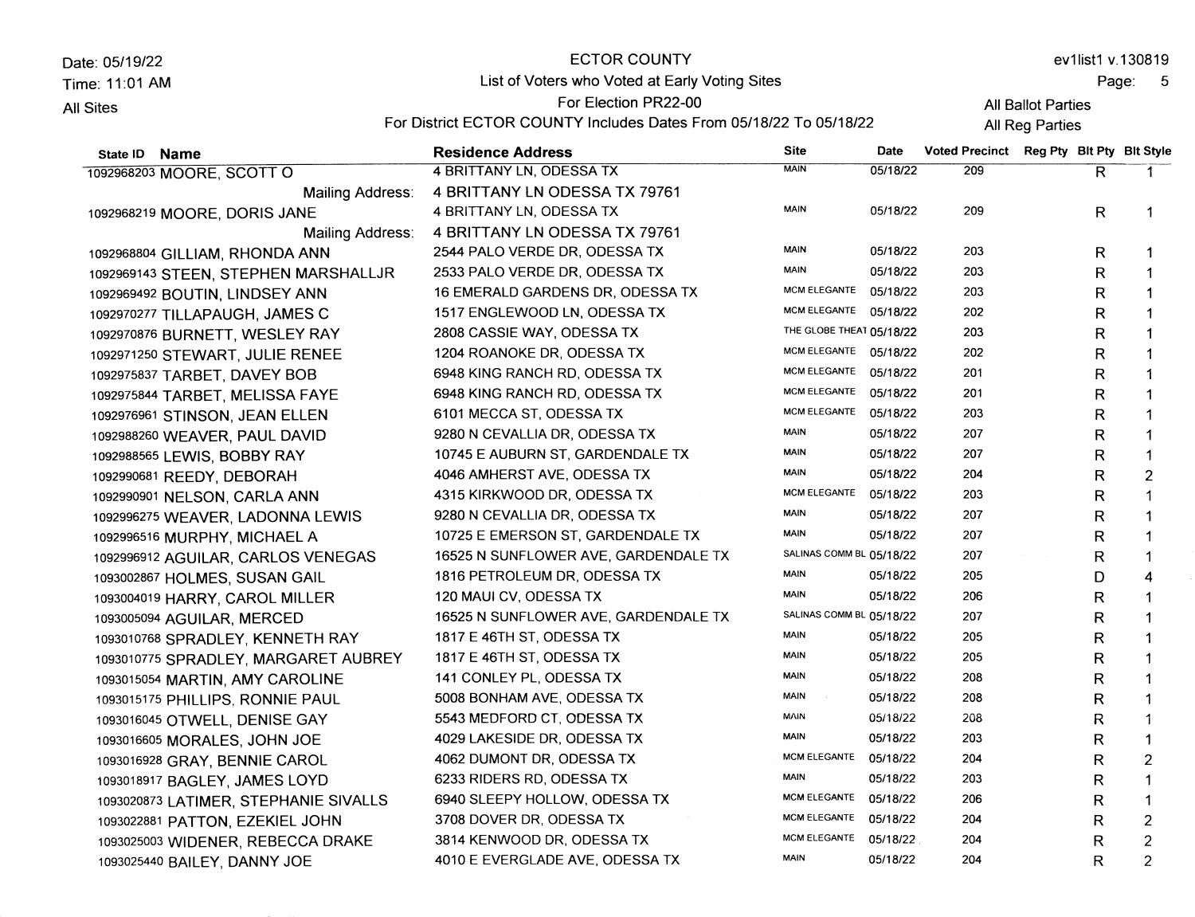ECTOR COUNTY

List of Voters who Voted at Early Voting Sites

For Election PR22-00

For District ECTOR COUNTY Includes Dates From 05/18/22 To 05/18/22

Date: 05/19/22
Time: 11:01 AM
All Sites

ev1list1 v.130819

All Ballot Parties
All Reg Parties

| State ID | Name | Residence Address | Site | Date | Voted Precinct | Reg Pty | Blt Pty | Blt Style |
|---|---|---|---|---|---|---|---|---|
| 1092968203 | MOORE, SCOTT O | 4 BRITTANY LN, ODESSA TX | MAIN | 05/18/22 | 209 | | R | 1 |
| | Mailing Address: | 4 BRITTANY LN ODESSA TX 79761 | | | | | | |
| 1092968219 | MOORE, DORIS JANE | 4 BRITTANY LN, ODESSA TX | MAIN | 05/18/22 | 209 | | R | 1 |
| | Mailing Address: | 4 BRITTANY LN ODESSA TX 79761 | | | | | | |
| 1092968804 | GILLIAM, RHONDA ANN | 2544 PALO VERDE DR, ODESSA TX | MAIN | 05/18/22 | 203 | | R | 1 |
| 1092969143 | STEEN, STEPHEN MARSHALLJR | 2533 PALO VERDE DR, ODESSA TX | MAIN | 05/18/22 | 203 | | R | 1 |
| 1092969492 | BOUTIN, LINDSEY ANN | 16 EMERALD GARDENS DR, ODESSA TX | MCM ELEGANTE | 05/18/22 | 203 | | R | 1 |
| 1092970277 | TILLAPAUGH, JAMES C | 1517 ENGLEWOOD LN, ODESSA TX | MCM ELEGANTE | 05/18/22 | 202 | | R | 1 |
| 1092970876 | BURNETT, WESLEY RAY | 2808 CASSIE WAY, ODESSA TX | THE GLOBE THEAT | 05/18/22 | 203 | | R | 1 |
| 1092971250 | STEWART, JULIE RENEE | 1204 ROANOKE DR, ODESSA TX | MCM ELEGANTE | 05/18/22 | 202 | | R | 1 |
| 1092975837 | TARBET, DAVEY BOB | 6948 KING RANCH RD, ODESSA TX | MCM ELEGANTE | 05/18/22 | 201 | | R | 1 |
| 1092975844 | TARBET, MELISSA FAYE | 6948 KING RANCH RD, ODESSA TX | MCM ELEGANTE | 05/18/22 | 201 | | R | 1 |
| 1092976961 | STINSON, JEAN ELLEN | 6101 MECCA ST, ODESSA TX | MCM ELEGANTE | 05/18/22 | 203 | | R | 1 |
| 1092988260 | WEAVER, PAUL DAVID | 9280 N CEVALLIA DR, ODESSA TX | MAIN | 05/18/22 | 207 | | R | 1 |
| 1092988565 | LEWIS, BOBBY RAY | 10745 E AUBURN ST, GARDENDALE TX | MAIN | 05/18/22 | 207 | | R | 1 |
| 1092990681 | REEDY, DEBORAH | 4046 AMHERST AVE, ODESSA TX | MAIN | 05/18/22 | 204 | | R | 2 |
| 1092990901 | NELSON, CARLA ANN | 4315 KIRKWOOD DR, ODESSA TX | MCM ELEGANTE | 05/18/22 | 203 | | R | 1 |
| 1092996275 | WEAVER, LADONNA LEWIS | 9280 N CEVALLIA DR, ODESSA TX | MAIN | 05/18/22 | 207 | | R | 1 |
| 1092996516 | MURPHY, MICHAEL A | 10725 E EMERSON ST, GARDENDALE TX | MAIN | 05/18/22 | 207 | | R | 1 |
| 1092996912 | AGUILAR, CARLOS VENEGAS | 16525 N SUNFLOWER AVE, GARDENDALE TX | SALINAS COMM BL | 05/18/22 | 207 | | R | 1 |
| 1093002867 | HOLMES, SUSAN GAIL | 1816 PETROLEUM DR, ODESSA TX | MAIN | 05/18/22 | 205 | | D | 4 |
| 1093004019 | HARRY, CAROL MILLER | 120 MAUI CV, ODESSA TX | MAIN | 05/18/22 | 206 | | R | 1 |
| 1093005094 | AGUILAR, MERCED | 16525 N SUNFLOWER AVE, GARDENDALE TX | SALINAS COMM BL | 05/18/22 | 207 | | R | 1 |
| 1093010768 | SPRADLEY, KENNETH RAY | 1817 E 46TH ST, ODESSA TX | MAIN | 05/18/22 | 205 | | R | 1 |
| 1093010775 | SPRADLEY, MARGARET AUBREY | 1817 E 46TH ST, ODESSA TX | MAIN | 05/18/22 | 205 | | R | 1 |
| 1093015054 | MARTIN, AMY CAROLINE | 141 CONLEY PL, ODESSA TX | MAIN | 05/18/22 | 208 | | R | 1 |
| 1093015175 | PHILLIPS, RONNIE PAUL | 5008 BONHAM AVE, ODESSA TX | MAIN | 05/18/22 | 208 | | R | 1 |
| 1093016045 | OTWELL, DENISE GAY | 5543 MEDFORD CT, ODESSA TX | MAIN | 05/18/22 | 208 | | R | 1 |
| 1093016605 | MORALES, JOHN JOE | 4029 LAKESIDE DR, ODESSA TX | MAIN | 05/18/22 | 203 | | R | 1 |
| 1093016928 | GRAY, BENNIE CAROL | 4062 DUMONT DR, ODESSA TX | MCM ELEGANTE | 05/18/22 | 204 | | R | 2 |
| 1093018917 | BAGLEY, JAMES LOYD | 6233 RIDERS RD, ODESSA TX | MAIN | 05/18/22 | 203 | | R | 1 |
| 1093020873 | LATIMER, STEPHANIE SIVALLS | 6940 SLEEPY HOLLOW, ODESSA TX | MCM ELEGANTE | 05/18/22 | 206 | | R | 1 |
| 1093022881 | PATTON, EZEKIEL JOHN | 3708 DOVER DR, ODESSA TX | MCM ELEGANTE | 05/18/22 | 204 | | R | 2 |
| 1093025003 | WIDENER, REBECCA DRAKE | 3814 KENWOOD DR, ODESSA TX | MCM ELEGANTE | 05/18/22 | 204 | | R | 2 |
| 1093025440 | BAILEY, DANNY JOE | 4010 E EVERGLADE AVE, ODESSA TX | MAIN | 05/18/22 | 204 | | R | 2 |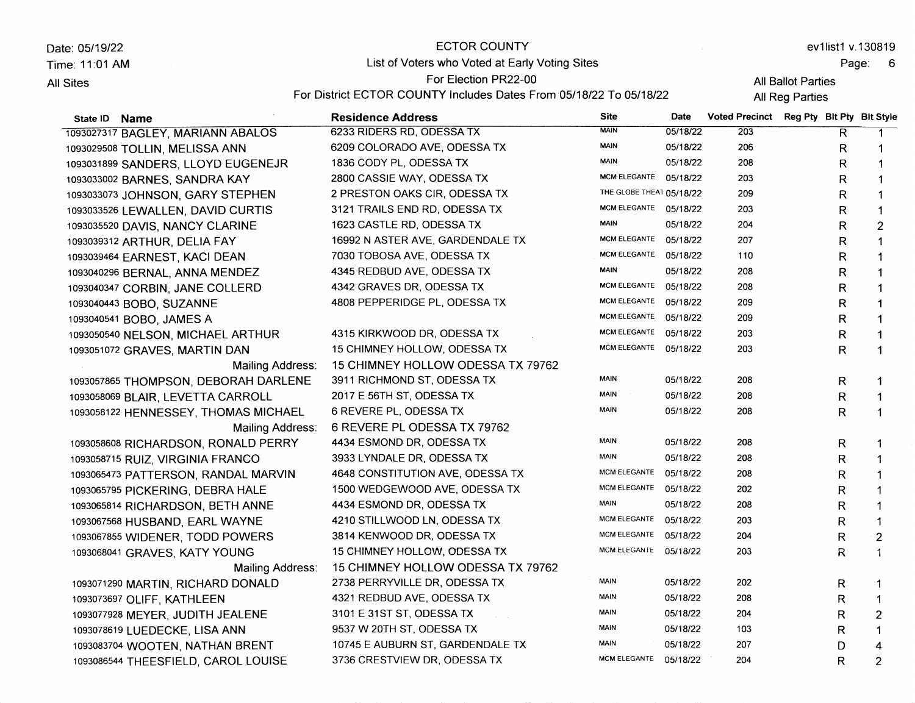ECTOR COUNTY

List of Voters who Voted at Early Voting Sites

For Election PR22-00

For District ECTOR COUNTY Includes Dates From 05/18/22 To 05/18/22

Date: 05/19/22
Time: 11:01 AM
All Sites

ev1list1 v.130819

All Ballot Parties
All Reg Parties

| State ID | Name | Residence Address | Site | Date | Voted Precinct | Reg Pty | Blt Pty | Blt Style |
|---|---|---|---|---|---|---|---|---|
| 1093027317 | BAGLEY, MARIANN ABALOS | 6233 RIDERS RD, ODESSA TX | MAIN | 05/18/22 | 203 | | R | 1 |
| 1093029508 | TOLLIN, MELISSA ANN | 6209 COLORADO AVE, ODESSA TX | MAIN | 05/18/22 | 206 | | R | 1 |
| 1093031899 | SANDERS, LLOYD EUGENEJR | 1836 CODY PL, ODESSA TX | MAIN | 05/18/22 | 208 | | R | 1 |
| 1093033002 | BARNES, SANDRA KAY | 2800 CASSIE WAY, ODESSA TX | MCM ELEGANTE | 05/18/22 | 203 | | R | 1 |
| 1093033073 | JOHNSON, GARY STEPHEN | 2 PRESTON OAKS CIR, ODESSA TX | THE GLOBE THEAT | 05/18/22 | 209 | | R | 1 |
| 1093033526 | LEWALLEN, DAVID CURTIS | 3121 TRAILS END RD, ODESSA TX | MCM ELEGANTE | 05/18/22 | 203 | | R | 1 |
| 1093035520 | DAVIS, NANCY CLARINE | 1623 CASTLE RD, ODESSA TX | MAIN | 05/18/22 | 204 | | R | 2 |
| 1093039312 | ARTHUR, DELIA FAY | 16992 N ASTER AVE, GARDENDALE TX | MCM ELEGANTE | 05/18/22 | 207 | | R | 1 |
| 1093039464 | EARNEST, KACI DEAN | 7030 TOBOSA AVE, ODESSA TX | MCM ELEGANTE | 05/18/22 | 110 | | R | 1 |
| 1093040296 | BERNAL, ANNA MENDEZ | 4345 REDBUD AVE, ODESSA TX | MAIN | 05/18/22 | 208 | | R | 1 |
| 1093040347 | CORBIN, JANE COLLERD | 4342 GRAVES DR, ODESSA TX | MCM ELEGANTE | 05/18/22 | 208 | | R | 1 |
| 1093040443 | BOBO, SUZANNE | 4808 PEPPERIDGE PL, ODESSA TX | MCM ELEGANTE | 05/18/22 | 209 | | R | 1 |
| 1093040541 | BOBO, JAMES A | | MCM ELEGANTE | 05/18/22 | 209 | | R | 1 |
| 1093050540 | NELSON, MICHAEL ARTHUR | 4315 KIRKWOOD DR, ODESSA TX | MCM ELEGANTE | 05/18/22 | 203 | | R | 1 |
| 1093051072 | GRAVES, MARTIN DAN | 15 CHIMNEY HOLLOW, ODESSA TX | MCM ELEGANTE | 05/18/22 | 203 | | R | 1 |
| | Mailing Address: | 15 CHIMNEY HOLLOW ODESSA TX 79762 | | | | | | |
| 1093057865 | THOMPSON, DEBORAH DARLENE | 3911 RICHMOND ST, ODESSA TX | MAIN | 05/18/22 | 208 | | R | 1 |
| 1093058069 | BLAIR, LEVETTA CARROLL | 2017 E 56TH ST, ODESSA TX | MAIN | 05/18/22 | 208 | | R | 1 |
| 1093058122 | HENNESSEY, THOMAS MICHAEL | 6 REVERE PL, ODESSA TX | MAIN | 05/18/22 | 208 | | R | 1 |
| | Mailing Address: | 6 REVERE PL ODESSA TX 79762 | | | | | | |
| 1093058608 | RICHARDSON, RONALD PERRY | 4434 ESMOND DR, ODESSA TX | MAIN | 05/18/22 | 208 | | R | 1 |
| 1093058715 | RUIZ, VIRGINIA FRANCO | 3933 LYNDALE DR, ODESSA TX | MAIN | 05/18/22 | 208 | | R | 1 |
| 1093065473 | PATTERSON, RANDAL MARVIN | 4648 CONSTITUTION AVE, ODESSA TX | MCM ELEGANTE | 05/18/22 | 208 | | R | 1 |
| 1093065795 | PICKERING, DEBRA HALE | 1500 WEDGEWOOD AVE, ODESSA TX | MCM ELEGANTE | 05/18/22 | 202 | | R | 1 |
| 1093065814 | RICHARDSON, BETH ANNE | 4434 ESMOND DR, ODESSA TX | MAIN | 05/18/22 | 208 | | R | 1 |
| 1093067568 | HUSBAND, EARL WAYNE | 4210 STILLWOOD LN, ODESSA TX | MCM ELEGANTE | 05/18/22 | 203 | | R | 1 |
| 1093067855 | WIDENER, TODD POWERS | 3814 KENWOOD DR, ODESSA TX | MCM ELEGANTE | 05/18/22 | 204 | | R | 2 |
| 1093068041 | GRAVES, KATY YOUNG | 15 CHIMNEY HOLLOW, ODESSA TX | MCM ELEGANTE | 05/18/22 | 203 | | R | 1 |
| | Mailing Address: | 15 CHIMNEY HOLLOW ODESSA TX 79762 | | | | | | |
| 1093071290 | MARTIN, RICHARD DONALD | 2738 PERRYVILLE DR, ODESSA TX | MAIN | 05/18/22 | 202 | | R | 1 |
| 1093073697 | OLIFF, KATHLEEN | 4321 REDBUD AVE, ODESSA TX | MAIN | 05/18/22 | 208 | | R | 1 |
| 1093077928 | MEYER, JUDITH JEALENE | 3101 E 31ST ST, ODESSA TX | MAIN | 05/18/22 | 204 | | R | 2 |
| 1093078619 | LUEDECKE, LISA ANN | 9537 W 20TH ST, ODESSA TX | MAIN | 05/18/22 | 103 | | R | 1 |
| 1093083704 | WOOTEN, NATHAN BRENT | 10745 E AUBURN ST, GARDENDALE TX | MAIN | 05/18/22 | 207 | | D | 4 |
| 1093086544 | THEESFIELD, CAROL LOUISE | 3736 CRESTVIEW DR, ODESSA TX | MCM ELEGANTE | 05/18/22 | 204 | | R | 2 |